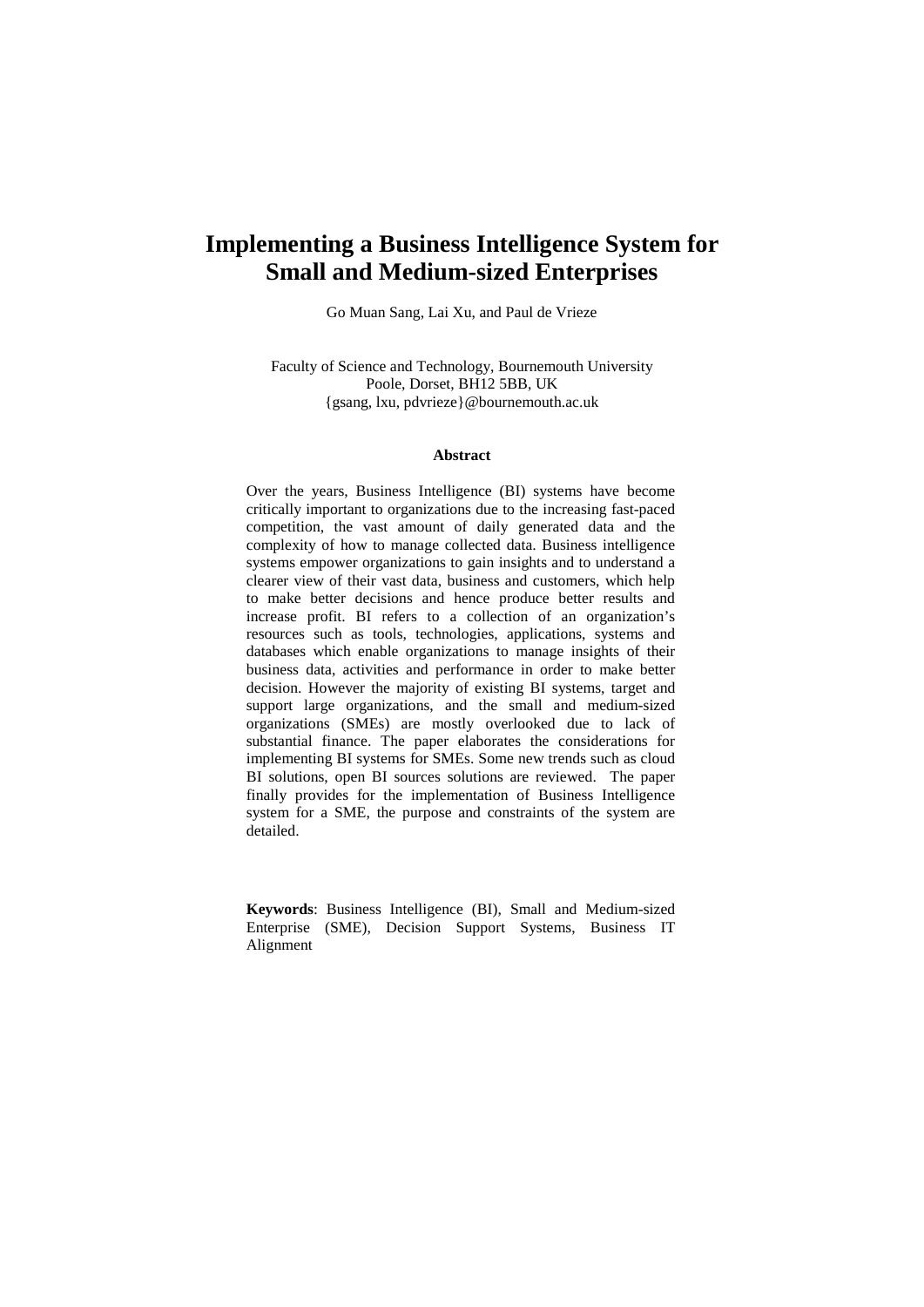# Implementing a Business Intelligence System for Small and Medium-sized Enterprises

Go Muan Sang, Lai Xu, and Paul de Vrieze

Faculty of Science and Technology, Bournemouth University
Poole, Dorset, BH12 5BB, UK
{gsang, lxu, pdvrieze}@bournemouth.ac.uk

**Abstract**

Over the years, Business Intelligence (BI) systems have become critically important to organizations due to the increasing fast-paced competition, the vast amount of daily generated data and the complexity of how to manage collected data. Business intelligence systems empower organizations to gain insights and to understand a clearer view of their vast data, business and customers, which help to make better decisions and hence produce better results and increase profit. BI refers to a collection of an organization's resources such as tools, technologies, applications, systems and databases which enable organizations to manage insights of their business data, activities and performance in order to make better decision. However the majority of existing BI systems, target and support large organizations, and the small and medium-sized organizations (SMEs) are mostly overlooked due to lack of substantial finance. The paper elaborates the considerations for implementing BI systems for SMEs. Some new trends such as cloud BI solutions, open BI sources solutions are reviewed. The paper finally provides for the implementation of Business Intelligence system for a SME, the purpose and constraints of the system are detailed.

**Keywords**: Business Intelligence (BI), Small and Medium-sized Enterprise (SME), Decision Support Systems, Business IT Alignment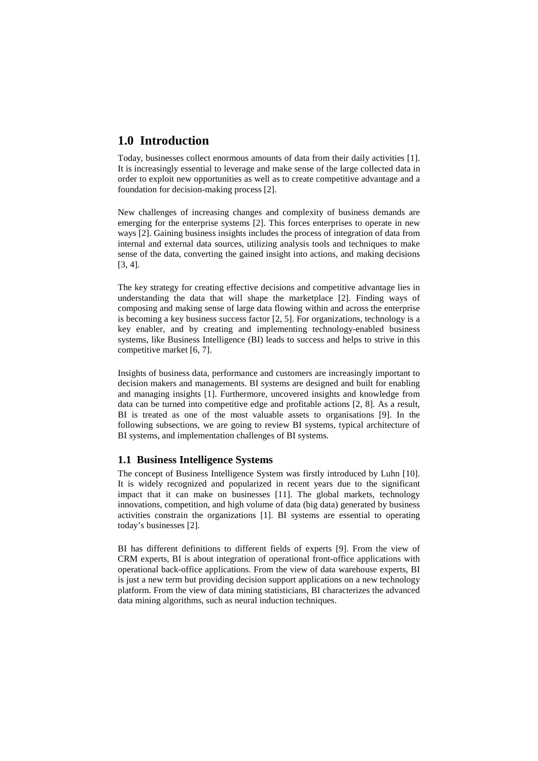# 1.0 Introduction

Today, businesses collect enormous amounts of data from their daily activities [1]. It is increasingly essential to leverage and make sense of the large collected data in order to exploit new opportunities as well as to create competitive advantage and a foundation for decision-making process [2].

New challenges of increasing changes and complexity of business demands are emerging for the enterprise systems [2]. This forces enterprises to operate in new ways [2]. Gaining business insights includes the process of integration of data from internal and external data sources, utilizing analysis tools and techniques to make sense of the data, converting the gained insight into actions, and making decisions [3, 4].

The key strategy for creating effective decisions and competitive advantage lies in understanding the data that will shape the marketplace [2]. Finding ways of composing and making sense of large data flowing within and across the enterprise is becoming a key business success factor [2, 5]. For organizations, technology is a key enabler, and by creating and implementing technology-enabled business systems, like Business Intelligence (BI) leads to success and helps to strive in this competitive market [6, 7].

Insights of business data, performance and customers are increasingly important to decision makers and managements. BI systems are designed and built for enabling and managing insights [1]. Furthermore, uncovered insights and knowledge from data can be turned into competitive edge and profitable actions [2, 8]. As a result, BI is treated as one of the most valuable assets to organisations [9]. In the following subsections, we are going to review BI systems, typical architecture of BI systems, and implementation challenges of BI systems.

## 1.1 Business Intelligence Systems

The concept of Business Intelligence System was firstly introduced by Luhn [10]. It is widely recognized and popularized in recent years due to the significant impact that it can make on businesses [11]. The global markets, technology innovations, competition, and high volume of data (big data) generated by business activities constrain the organizations [1]. BI systems are essential to operating today's businesses [2].

BI has different definitions to different fields of experts [9]. From the view of CRM experts, BI is about integration of operational front-office applications with operational back-office applications. From the view of data warehouse experts, BI is just a new term but providing decision support applications on a new technology platform. From the view of data mining statisticians, BI characterizes the advanced data mining algorithms, such as neural induction techniques.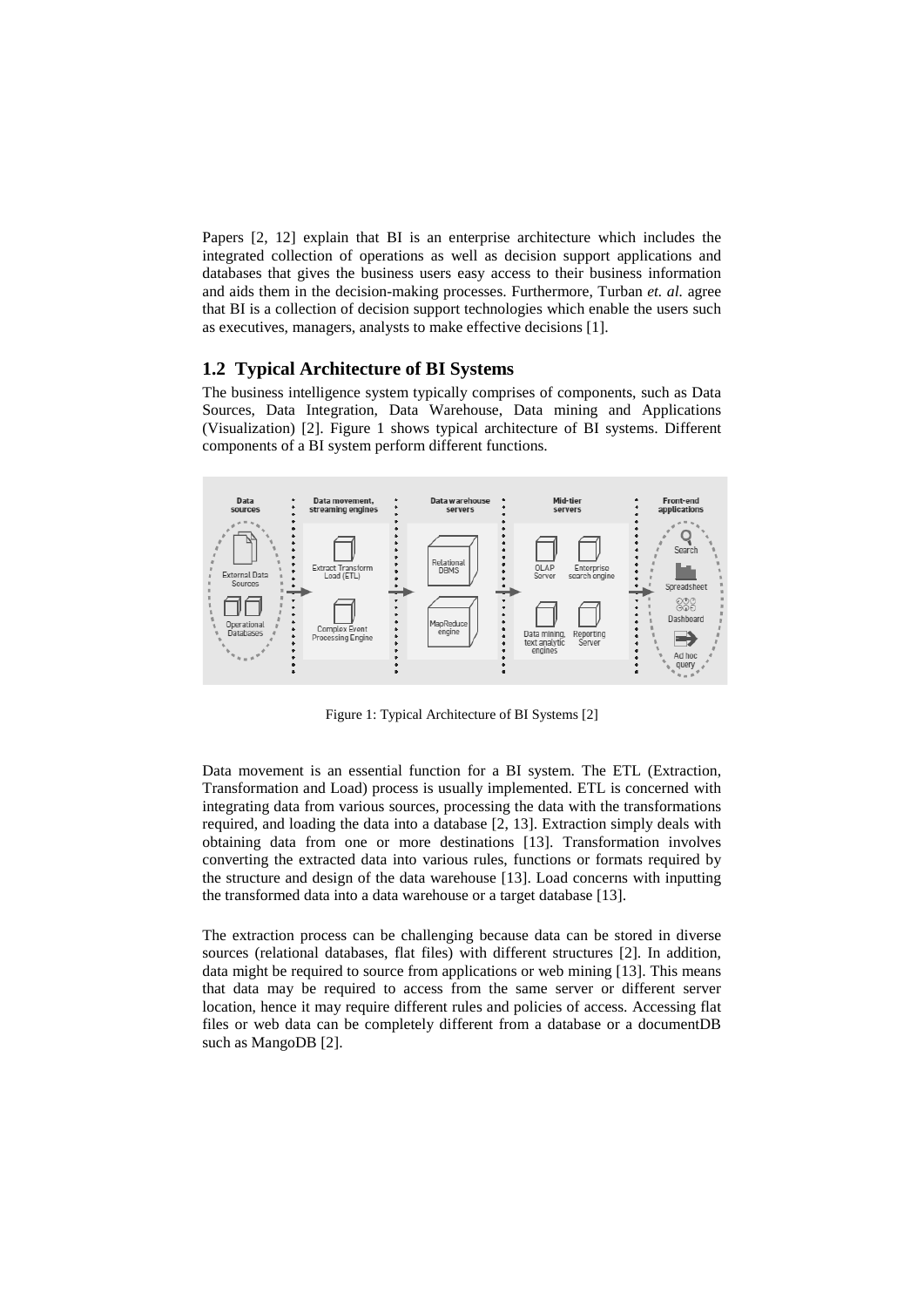Papers [2, 12] explain that BI is an enterprise architecture which includes the integrated collection of operations as well as decision support applications and databases that gives the business users easy access to their business information and aids them in the decision-making processes. Furthermore, Turban *et. al.* agree that BI is a collection of decision support technologies which enable the users such as executives, managers, analysts to make effective decisions [1].

## 1.2 Typical Architecture of BI Systems

The business intelligence system typically comprises of components, such as Data Sources, Data Integration, Data Warehouse, Data mining and Applications (Visualization) [2]. Figure 1 shows typical architecture of BI systems. Different components of a BI system perform different functions.

Figure 1: Typical Architecture of BI Systems [2]

Data movement is an essential function for a BI system. The ETL (Extraction, Transformation and Load) process is usually implemented. ETL is concerned with integrating data from various sources, processing the data with the transformations required, and loading the data into a database [2, 13]. Extraction simply deals with obtaining data from one or more destinations [13]. Transformation involves converting the extracted data into various rules, functions or formats required by the structure and design of the data warehouse [13]. Load concerns with inputting the transformed data into a data warehouse or a target database [13].

The extraction process can be challenging because data can be stored in diverse sources (relational databases, flat files) with different structures [2]. In addition, data might be required to source from applications or web mining [13]. This means that data may be required to access from the same server or different server location, hence it may require different rules and policies of access. Accessing flat files or web data can be completely different from a database or a documentDB such as MangoDB [2].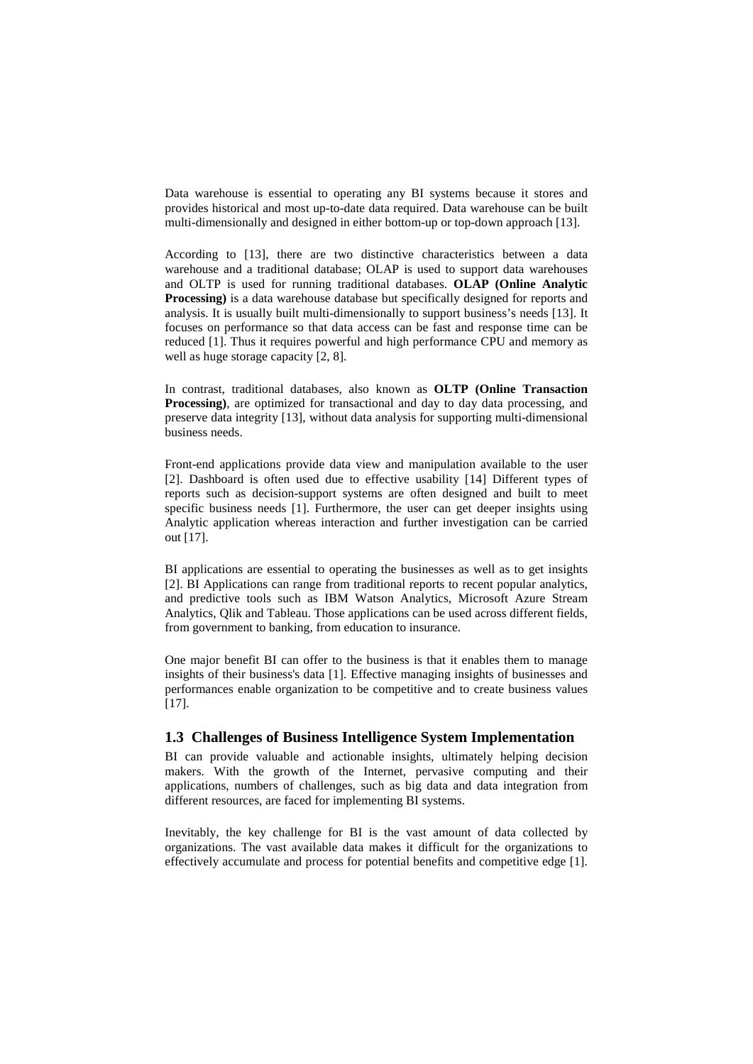Data warehouse is essential to operating any BI systems because it stores and provides historical and most up-to-date data required. Data warehouse can be built multi-dimensionally and designed in either bottom-up or top-down approach [13].

According to [13], there are two distinctive characteristics between a data warehouse and a traditional database; OLAP is used to support data warehouses and OLTP is used for running traditional databases. **OLAP (Online Analytic Processing)** is a data warehouse database but specifically designed for reports and analysis. It is usually built multi-dimensionally to support business's needs [13]. It focuses on performance so that data access can be fast and response time can be reduced [1]. Thus it requires powerful and high performance CPU and memory as well as huge storage capacity [2, 8].

In contrast, traditional databases, also known as **OLTP (Online Transaction Processing)**, are optimized for transactional and day to day data processing, and preserve data integrity [13], without data analysis for supporting multi-dimensional business needs.

Front-end applications provide data view and manipulation available to the user [2]. Dashboard is often used due to effective usability [14] Different types of reports such as decision-support systems are often designed and built to meet specific business needs [1]. Furthermore, the user can get deeper insights using Analytic application whereas interaction and further investigation can be carried out [17].

BI applications are essential to operating the businesses as well as to get insights [2]. BI Applications can range from traditional reports to recent popular analytics, and predictive tools such as IBM Watson Analytics, Microsoft Azure Stream Analytics, Qlik and Tableau. Those applications can be used across different fields, from government to banking, from education to insurance.

One major benefit BI can offer to the business is that it enables them to manage insights of their business's data [1]. Effective managing insights of businesses and performances enable organization to be competitive and to create business values [17].

## 1.3 Challenges of Business Intelligence System Implementation

BI can provide valuable and actionable insights, ultimately helping decision makers. With the growth of the Internet, pervasive computing and their applications, numbers of challenges, such as big data and data integration from different resources, are faced for implementing BI systems.

Inevitably, the key challenge for BI is the vast amount of data collected by organizations. The vast available data makes it difficult for the organizations to effectively accumulate and process for potential benefits and competitive edge [1].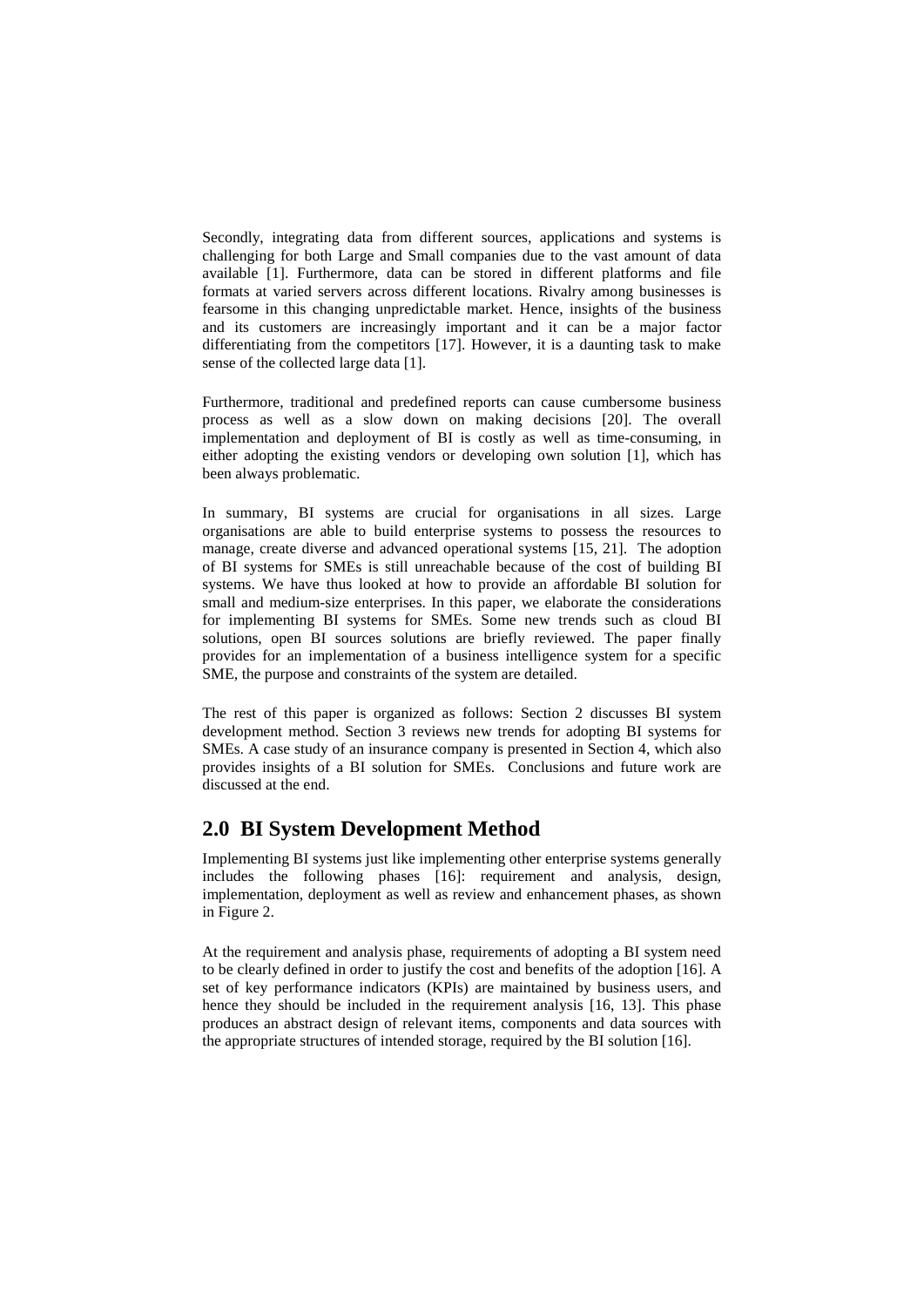Secondly, integrating data from different sources, applications and systems is challenging for both Large and Small companies due to the vast amount of data available [1]. Furthermore, data can be stored in different platforms and file formats at varied servers across different locations. Rivalry among businesses is fearsome in this changing unpredictable market. Hence, insights of the business and its customers are increasingly important and it can be a major factor differentiating from the competitors [17]. However, it is a daunting task to make sense of the collected large data [1].

Furthermore, traditional and predefined reports can cause cumbersome business process as well as a slow down on making decisions [20]. The overall implementation and deployment of BI is costly as well as time-consuming, in either adopting the existing vendors or developing own solution [1], which has been always problematic.

In summary, BI systems are crucial for organisations in all sizes. Large organisations are able to build enterprise systems to possess the resources to manage, create diverse and advanced operational systems [15, 21]. The adoption of BI systems for SMEs is still unreachable because of the cost of building BI systems. We have thus looked at how to provide an affordable BI solution for small and medium-size enterprises. In this paper, we elaborate the considerations for implementing BI systems for SMEs. Some new trends such as cloud BI solutions, open BI sources solutions are briefly reviewed. The paper finally provides for an implementation of a business intelligence system for a specific SME, the purpose and constraints of the system are detailed.

The rest of this paper is organized as follows: Section 2 discusses BI system development method. Section 3 reviews new trends for adopting BI systems for SMEs. A case study of an insurance company is presented in Section 4, which also provides insights of a BI solution for SMEs. Conclusions and future work are discussed at the end.

## 2.0 BI System Development Method

Implementing BI systems just like implementing other enterprise systems generally includes the following phases [16]: requirement and analysis, design, implementation, deployment as well as review and enhancement phases, as shown in Figure 2.

At the requirement and analysis phase, requirements of adopting a BI system need to be clearly defined in order to justify the cost and benefits of the adoption [16]. A set of key performance indicators (KPIs) are maintained by business users, and hence they should be included in the requirement analysis [16, 13]. This phase produces an abstract design of relevant items, components and data sources with the appropriate structures of intended storage, required by the BI solution [16].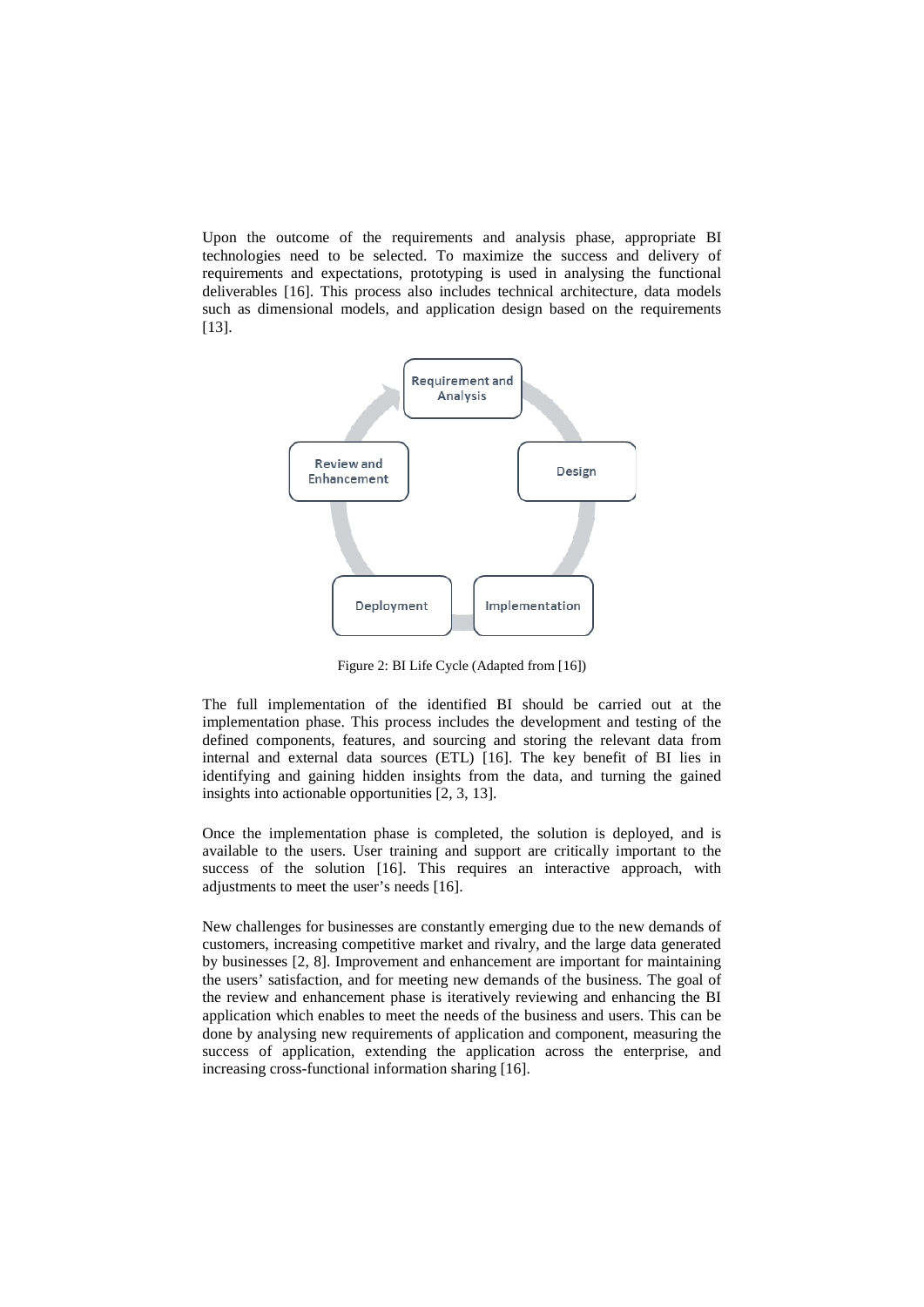Upon the outcome of the requirements and analysis phase, appropriate BI technologies need to be selected. To maximize the success and delivery of requirements and expectations, prototyping is used in analysing the functional deliverables [16]. This process also includes technical architecture, data models such as dimensional models, and application design based on the requirements [13].

Figure 2: BI Life Cycle (Adapted from [16])

The full implementation of the identified BI should be carried out at the implementation phase. This process includes the development and testing of the defined components, features, and sourcing and storing the relevant data from internal and external data sources (ETL) [16]. The key benefit of BI lies in identifying and gaining hidden insights from the data, and turning the gained insights into actionable opportunities [2, 3, 13].

Once the implementation phase is completed, the solution is deployed, and is available to the users. User training and support are critically important to the success of the solution [16]. This requires an interactive approach, with adjustments to meet the user's needs [16].

New challenges for businesses are constantly emerging due to the new demands of customers, increasing competitive market and rivalry, and the large data generated by businesses [2, 8]. Improvement and enhancement are important for maintaining the users' satisfaction, and for meeting new demands of the business. The goal of the review and enhancement phase is iteratively reviewing and enhancing the BI application which enables to meet the needs of the business and users. This can be done by analysing new requirements of application and component, measuring the success of application, extending the application across the enterprise, and increasing cross-functional information sharing [16].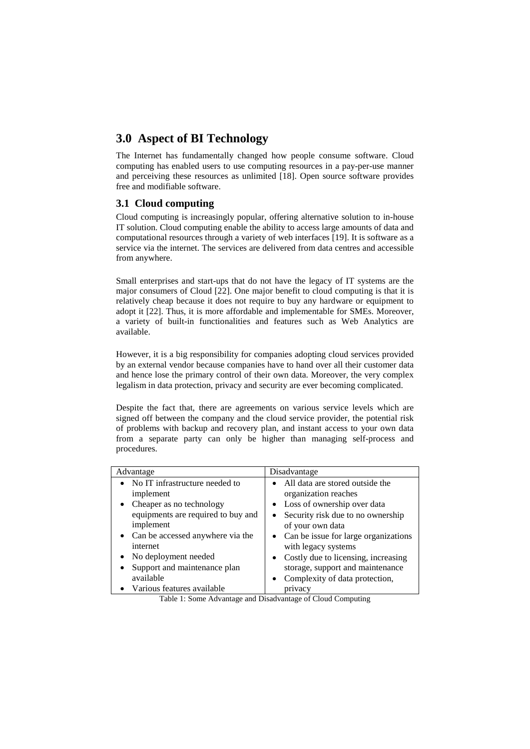## 3.0 Aspect of BI Technology

The Internet has fundamentally changed how people consume software. Cloud computing has enabled users to use computing resources in a pay-per-use manner and perceiving these resources as unlimited [18]. Open source software provides free and modifiable software.

### 3.1 Cloud computing

Cloud computing is increasingly popular, offering alternative solution to in-house IT solution. Cloud computing enable the ability to access large amounts of data and computational resources through a variety of web interfaces [19]. It is software as a service via the internet. The services are delivered from data centres and accessible from anywhere.

Small enterprises and start-ups that do not have the legacy of IT systems are the major consumers of Cloud [22]. One major benefit to cloud computing is that it is relatively cheap because it does not require to buy any hardware or equipment to adopt it [22]. Thus, it is more affordable and implementable for SMEs. Moreover, a variety of built-in functionalities and features such as Web Analytics are available.

However, it is a big responsibility for companies adopting cloud services provided by an external vendor because companies have to hand over all their customer data and hence lose the primary control of their own data. Moreover, the very complex legalism in data protection, privacy and security are ever becoming complicated.

Despite the fact that, there are agreements on various service levels which are signed off between the company and the cloud service provider, the potential risk of problems with backup and recovery plan, and instant access to your own data from a separate party can only be higher than managing self-process and procedures.

| Advantage | Disadvantage |
|---|---|
| • No IT infrastructure needed to implement<br>• Cheaper as no technology equipments are required to buy and implement<br>• Can be accessed anywhere via the internet<br>• No deployment needed<br>• Support and maintenance plan available<br>• Various features available | • All data are stored outside the organization reaches<br>• Loss of ownership over data<br>• Security risk due to no ownership of your own data<br>• Can be issue for large organizations with legacy systems<br>• Costly due to licensing, increasing storage, support and maintenance<br>• Complexity of data protection, privacy |

Table 1: Some Advantage and Disadvantage of Cloud Computing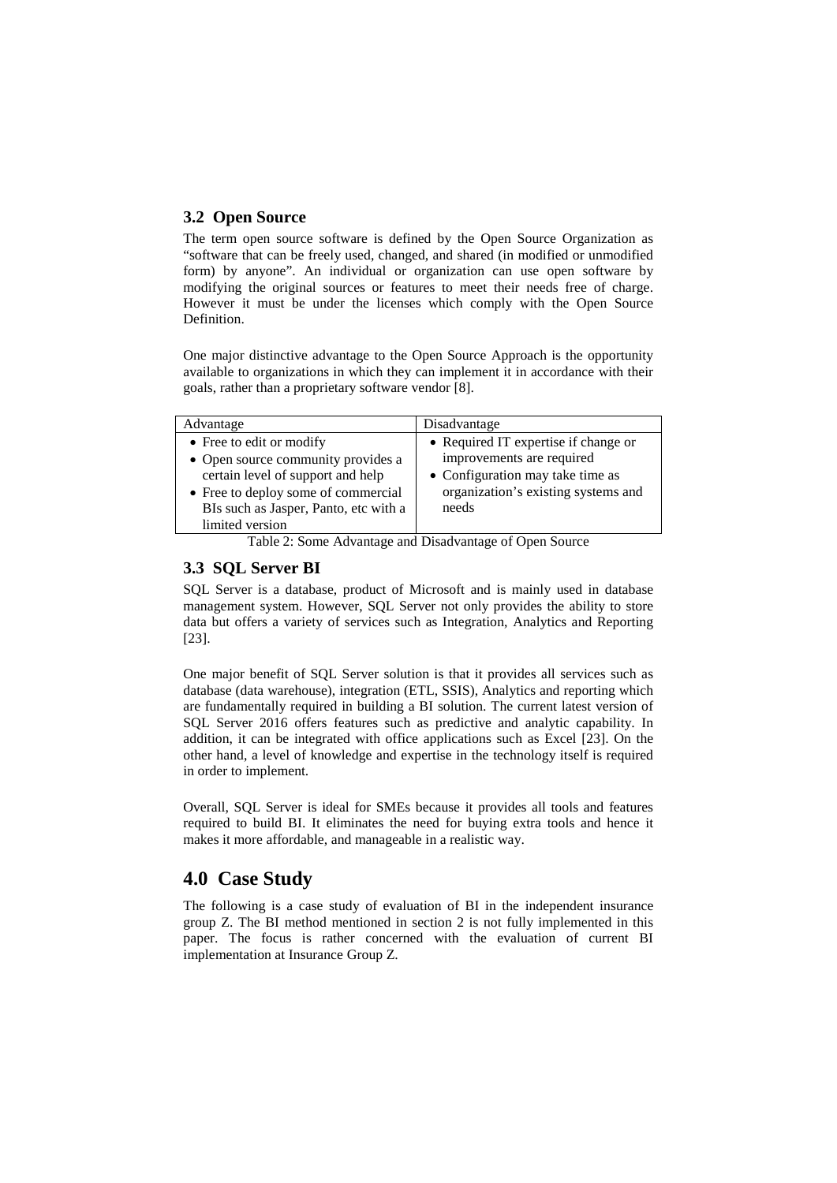### 3.2 Open Source

The term open source software is defined by the Open Source Organization as "software that can be freely used, changed, and shared (in modified or unmodified form) by anyone". An individual or organization can use open software by modifying the original sources or features to meet their needs free of charge. However it must be under the licenses which comply with the Open Source Definition.

One major distinctive advantage to the Open Source Approach is the opportunity available to organizations in which they can implement it in accordance with their goals, rather than a proprietary software vendor [8].

| Advantage | Disadvantage |
| --- | --- |
| • Free to edit or modify<br>• Open source community provides a certain level of support and help<br>• Free to deploy some of commercial BIs such as Jasper, Panto, etc with a limited version | • Required IT expertise if change or improvements are required<br>• Configuration may take time as organization's existing systems and needs |

Table 2: Some Advantage and Disadvantage of Open Source

### 3.3 SQL Server BI

SQL Server is a database, product of Microsoft and is mainly used in database management system. However, SQL Server not only provides the ability to store data but offers a variety of services such as Integration, Analytics and Reporting [23].

One major benefit of SQL Server solution is that it provides all services such as database (data warehouse), integration (ETL, SSIS), Analytics and reporting which are fundamentally required in building a BI solution. The current latest version of SQL Server 2016 offers features such as predictive and analytic capability. In addition, it can be integrated with office applications such as Excel [23]. On the other hand, a level of knowledge and expertise in the technology itself is required in order to implement.

Overall, SQL Server is ideal for SMEs because it provides all tools and features required to build BI. It eliminates the need for buying extra tools and hence it makes it more affordable, and manageable in a realistic way.

## 4.0 Case Study

The following is a case study of evaluation of BI in the independent insurance group Z. The BI method mentioned in section 2 is not fully implemented in this paper. The focus is rather concerned with the evaluation of current BI implementation at Insurance Group Z.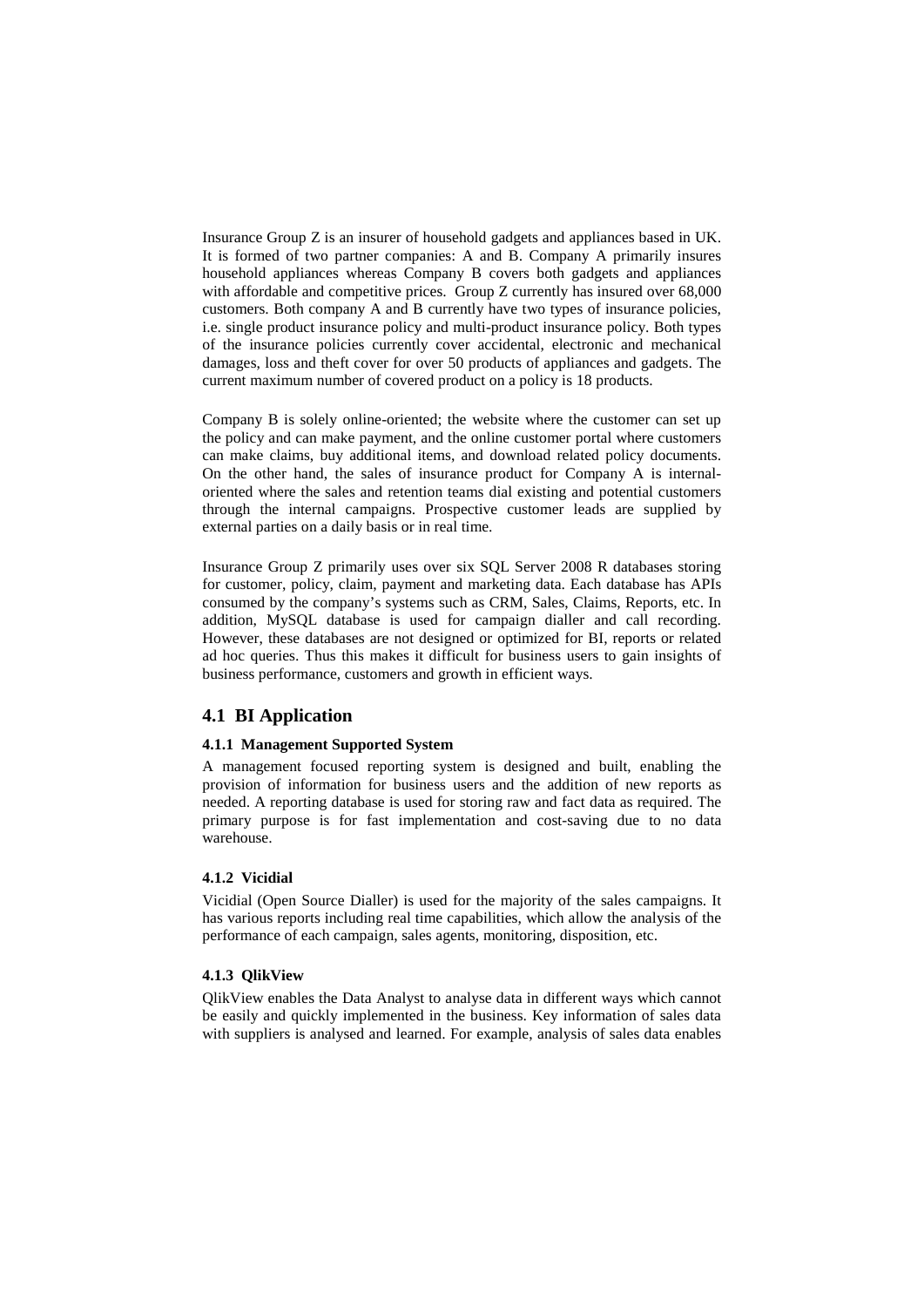Insurance Group Z is an insurer of household gadgets and appliances based in UK. It is formed of two partner companies: A and B. Company A primarily insures household appliances whereas Company B covers both gadgets and appliances with affordable and competitive prices. Group Z currently has insured over 68,000 customers. Both company A and B currently have two types of insurance policies, i.e. single product insurance policy and multi-product insurance policy. Both types of the insurance policies currently cover accidental, electronic and mechanical damages, loss and theft cover for over 50 products of appliances and gadgets. The current maximum number of covered product on a policy is 18 products.

Company B is solely online-oriented; the website where the customer can set up the policy and can make payment, and the online customer portal where customers can make claims, buy additional items, and download related policy documents. On the other hand, the sales of insurance product for Company A is internal-oriented where the sales and retention teams dial existing and potential customers through the internal campaigns. Prospective customer leads are supplied by external parties on a daily basis or in real time.

Insurance Group Z primarily uses over six SQL Server 2008 R databases storing for customer, policy, claim, payment and marketing data. Each database has APIs consumed by the company's systems such as CRM, Sales, Claims, Reports, etc. In addition, MySQL database is used for campaign dialler and call recording. However, these databases are not designed or optimized for BI, reports or related ad hoc queries. Thus this makes it difficult for business users to gain insights of business performance, customers and growth in efficient ways.

## 4.1 BI Application

#### 4.1.1 Management Supported System

A management focused reporting system is designed and built, enabling the provision of information for business users and the addition of new reports as needed. A reporting database is used for storing raw and fact data as required. The primary purpose is for fast implementation and cost-saving due to no data warehouse.

#### 4.1.2 Vicidial

Vicidial (Open Source Dialler) is used for the majority of the sales campaigns. It has various reports including real time capabilities, which allow the analysis of the performance of each campaign, sales agents, monitoring, disposition, etc.

#### 4.1.3 QlikView

QlikView enables the Data Analyst to analyse data in different ways which cannot be easily and quickly implemented in the business. Key information of sales data with suppliers is analysed and learned. For example, analysis of sales data enables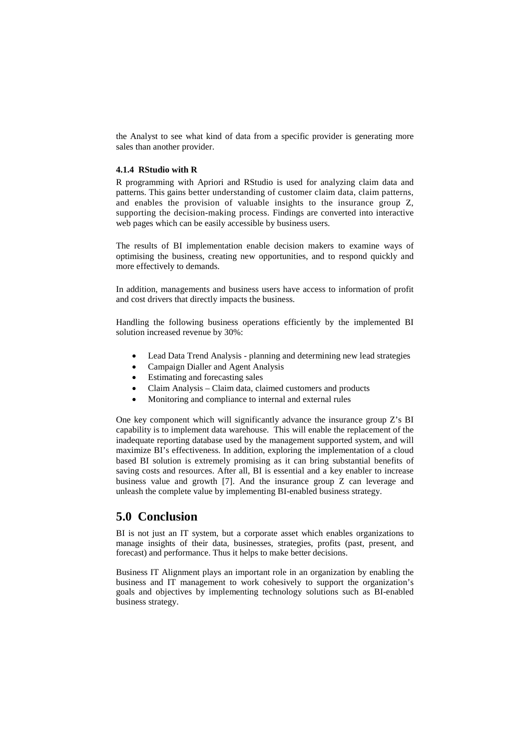the Analyst to see what kind of data from a specific provider is generating more sales than another provider.

#### 4.1.4 RStudio with R

R programming with Apriori and RStudio is used for analyzing claim data and patterns. This gains better understanding of customer claim data, claim patterns, and enables the provision of valuable insights to the insurance group Z, supporting the decision-making process. Findings are converted into interactive web pages which can be easily accessible by business users.

The results of BI implementation enable decision makers to examine ways of optimising the business, creating new opportunities, and to respond quickly and more effectively to demands.

In addition, managements and business users have access to information of profit and cost drivers that directly impacts the business.

Handling the following business operations efficiently by the implemented BI solution increased revenue by 30%:

- Lead Data Trend Analysis - planning and determining new lead strategies
- Campaign Dialler and Agent Analysis
- Estimating and forecasting sales
- Claim Analysis – Claim data, claimed customers and products
- Monitoring and compliance to internal and external rules

One key component which will significantly advance the insurance group Z's BI capability is to implement data warehouse. This will enable the replacement of the inadequate reporting database used by the management supported system, and will maximize BI's effectiveness. In addition, exploring the implementation of a cloud based BI solution is extremely promising as it can bring substantial benefits of saving costs and resources. After all, BI is essential and a key enabler to increase business value and growth [7]. And the insurance group Z can leverage and unleash the complete value by implementing BI-enabled business strategy.

## 5.0 Conclusion

BI is not just an IT system, but a corporate asset which enables organizations to manage insights of their data, businesses, strategies, profits (past, present, and forecast) and performance. Thus it helps to make better decisions.

Business IT Alignment plays an important role in an organization by enabling the business and IT management to work cohesively to support the organization's goals and objectives by implementing technology solutions such as BI-enabled business strategy.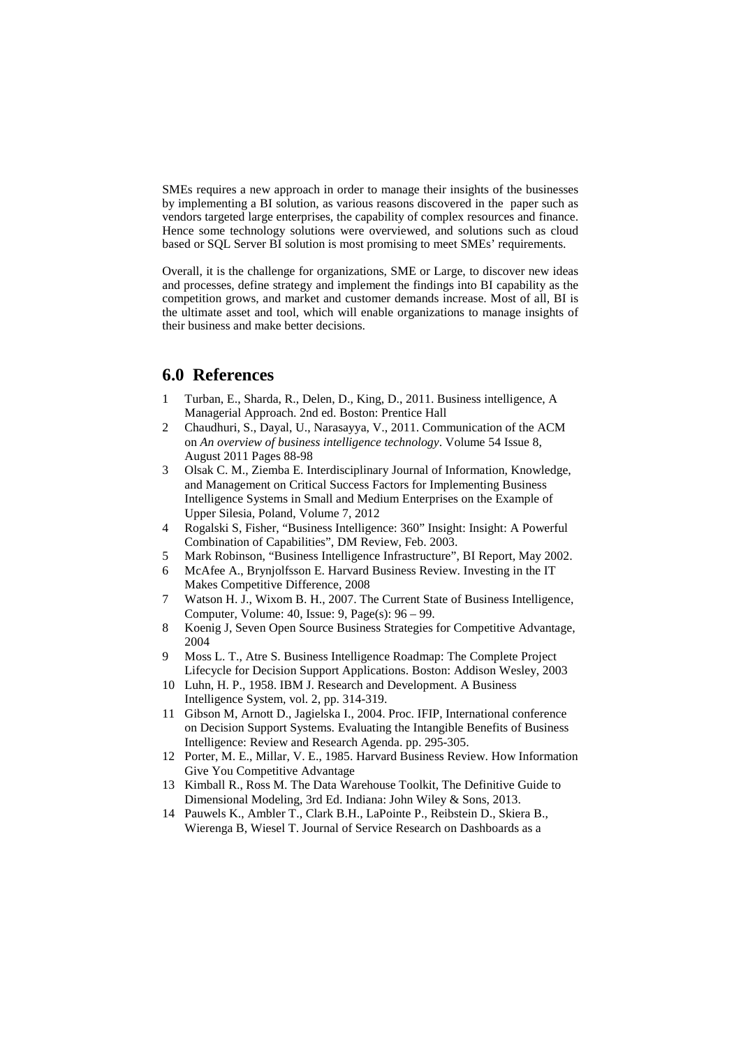SMEs requires a new approach in order to manage their insights of the businesses by implementing a BI solution, as various reasons discovered in the paper such as vendors targeted large enterprises, the capability of complex resources and finance. Hence some technology solutions were overviewed, and solutions such as cloud based or SQL Server BI solution is most promising to meet SMEs' requirements.

Overall, it is the challenge for organizations, SME or Large, to discover new ideas and processes, define strategy and implement the findings into BI capability as the competition grows, and market and customer demands increase. Most of all, BI is the ultimate asset and tool, which will enable organizations to manage insights of their business and make better decisions.

## 6.0 References

1. Turban, E., Sharda, R., Delen, D., King, D., 2011. Business intelligence, A Managerial Approach. 2nd ed. Boston: Prentice Hall
2. Chaudhuri, S., Dayal, U., Narasayya, V., 2011. Communication of the ACM on *An overview of business intelligence technology*. Volume 54 Issue 8, August 2011 Pages 88-98
3. Olsak C. M., Ziemba E. Interdisciplinary Journal of Information, Knowledge, and Management on Critical Success Factors for Implementing Business Intelligence Systems in Small and Medium Enterprises on the Example of Upper Silesia, Poland, Volume 7, 2012
4. Rogalski S, Fisher, "Business Intelligence: 360" Insight: Insight: A Powerful Combination of Capabilities", DM Review, Feb. 2003.
5. Mark Robinson, "Business Intelligence Infrastructure", BI Report, May 2002.
6. McAfee A., Brynjolfsson E. Harvard Business Review. Investing in the IT Makes Competitive Difference, 2008
7. Watson H. J., Wixom B. H., 2007. The Current State of Business Intelligence, Computer, Volume: 40, Issue: 9, Page(s): 96 – 99.
8. Koenig J, Seven Open Source Business Strategies for Competitive Advantage, 2004
9. Moss L. T., Atre S. Business Intelligence Roadmap: The Complete Project Lifecycle for Decision Support Applications. Boston: Addison Wesley, 2003
10. Luhn, H. P., 1958. IBM J. Research and Development. A Business Intelligence System, vol. 2, pp. 314-319.
11. Gibson M, Arnott D., Jagielska I., 2004. Proc. IFIP, International conference on Decision Support Systems. Evaluating the Intangible Benefits of Business Intelligence: Review and Research Agenda. pp. 295-305.
12. Porter, M. E., Millar, V. E., 1985. Harvard Business Review. How Information Give You Competitive Advantage
13. Kimball R., Ross M. The Data Warehouse Toolkit, The Definitive Guide to Dimensional Modeling, 3rd Ed. Indiana: John Wiley & Sons, 2013.
14. Pauwels K., Ambler T., Clark B.H., LaPointe P., Reibstein D., Skiera B., Wierenga B, Wiesel T. Journal of Service Research on Dashboards as a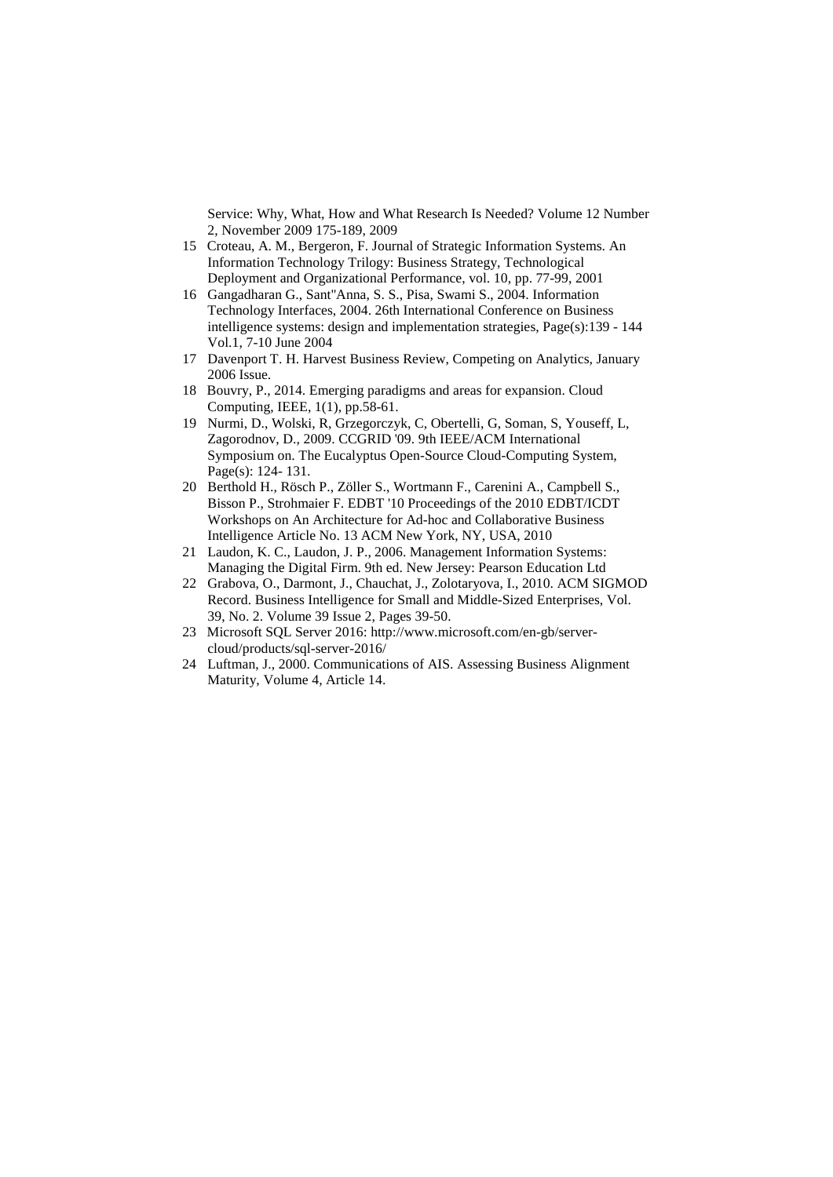Service: Why, What, How and What Research Is Needed? Volume 12 Number 2, November 2009 175-189, 2009

15 Croteau, A. M., Bergeron, F. Journal of Strategic Information Systems. An Information Technology Trilogy: Business Strategy, Technological Deployment and Organizational Performance, vol. 10, pp. 77-99, 2001

16 Gangadharan G., Sant''Anna, S. S., Pisa, Swami S., 2004. Information Technology Interfaces, 2004. 26th International Conference on Business intelligence systems: design and implementation strategies, Page(s):139 - 144 Vol.1, 7-10 June 2004

17 Davenport T. H. Harvest Business Review, Competing on Analytics, January 2006 Issue.

18 Bouvry, P., 2014. Emerging paradigms and areas for expansion. Cloud Computing, IEEE, 1(1), pp.58-61.

19 Nurmi, D., Wolski, R, Grzegorczyk, C, Obertelli, G, Soman, S, Youseff, L, Zagorodnov, D., 2009. CCGRID '09. 9th IEEE/ACM International Symposium on. The Eucalyptus Open-Source Cloud-Computing System, Page(s): 124- 131.

20 Berthold H., Rösch P., Zöller S., Wortmann F., Carenini A., Campbell S., Bisson P., Strohmaier F. EDBT '10 Proceedings of the 2010 EDBT/ICDT Workshops on An Architecture for Ad-hoc and Collaborative Business Intelligence Article No. 13 ACM New York, NY, USA, 2010

21 Laudon, K. C., Laudon, J. P., 2006. Management Information Systems: Managing the Digital Firm. 9th ed. New Jersey: Pearson Education Ltd

22 Grabova, O., Darmont, J., Chauchat, J., Zolotaryova, I., 2010. ACM SIGMOD Record. Business Intelligence for Small and Middle-Sized Enterprises, Vol. 39, No. 2. Volume 39 Issue 2, Pages 39-50.

23 Microsoft SQL Server 2016: http://www.microsoft.com/en-gb/server-cloud/products/sql-server-2016/

24 Luftman, J., 2000. Communications of AIS. Assessing Business Alignment Maturity, Volume 4, Article 14.